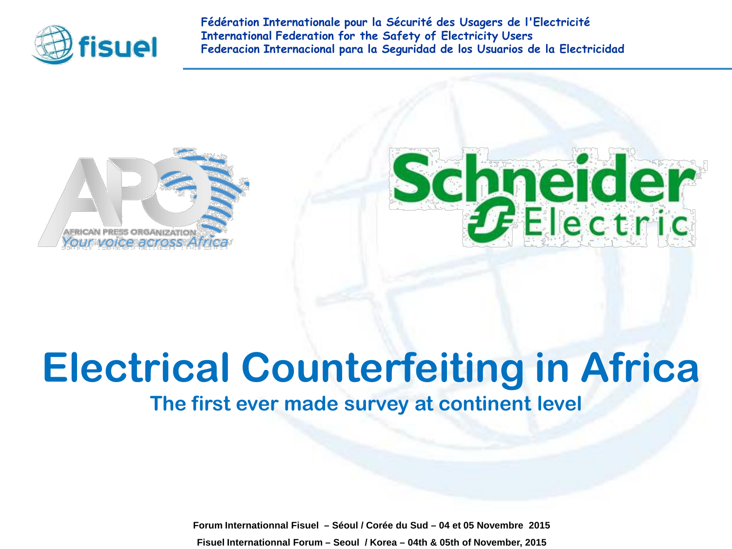Fédération Internationale pour la Sécurité des Usagers de l'Electricité
International Federation for the Safety of Electricity Users
Federacion Internacional para la Seguridad de los Usuarios de la Electricidad

# Electrical Counterfeiting in Africa

## The first ever made survey at continent level

Forum Internationnal Fisuel – Séoul / Corée du Sud – 04 et 05 Novembre 2015

Fisuel Internationnal Forum – Seoul / Korea – 04th & 05th of November, 2015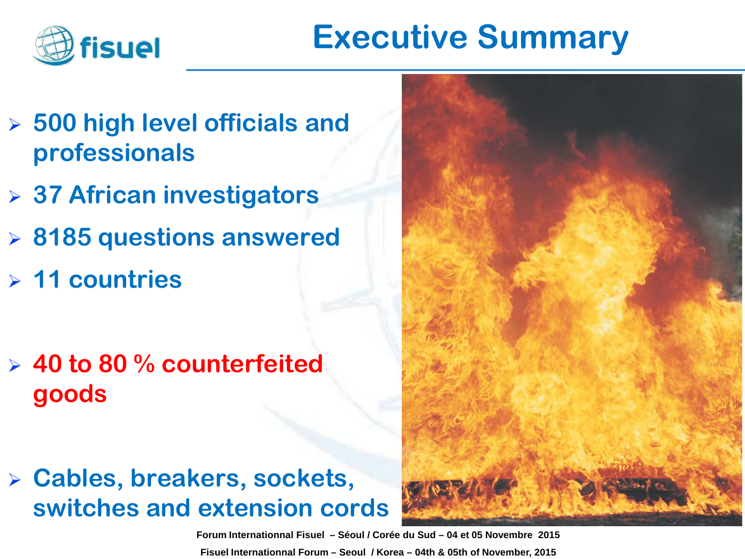# Executive Summary

- 500 high level officials and professionals
- 37 African investigators
- 8185 questions answered
- 11 countries
- 40 to 80 % counterfeited goods
- Cables, breakers, sockets, switches and extension cords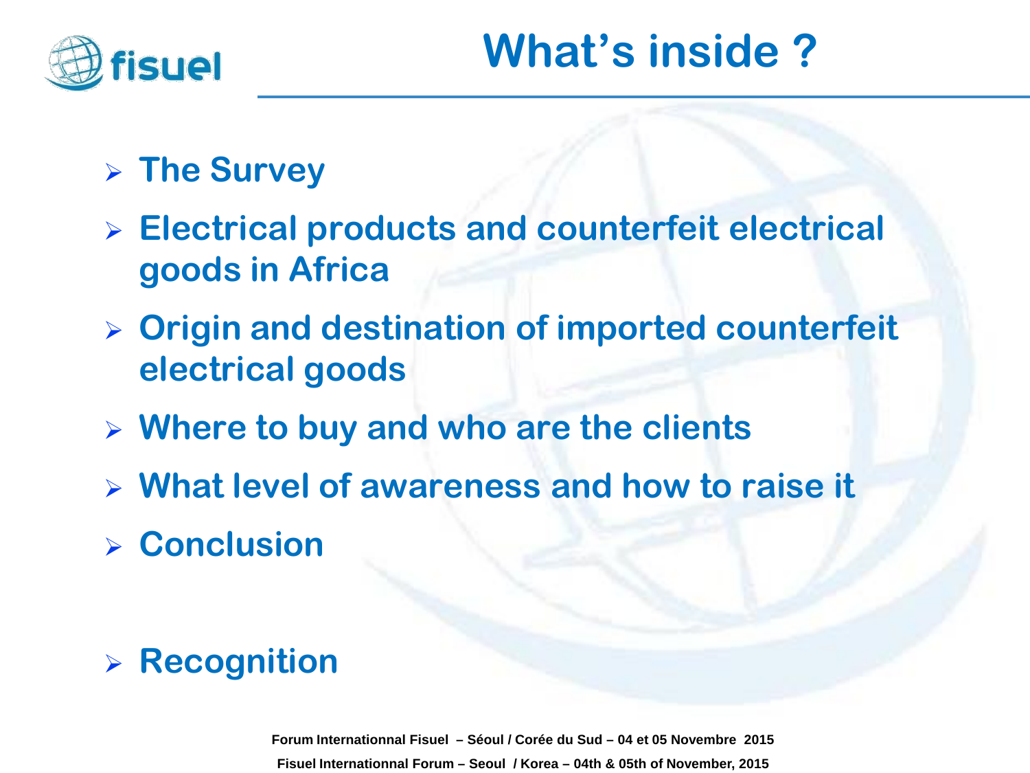# What's inside ?

- The Survey
- Electrical products and counterfeit electrical goods in Africa
- Origin and destination of imported counterfeit electrical goods
- Where to buy and who are the clients
- What level of awareness and how to raise it
- Conclusion

- Recognition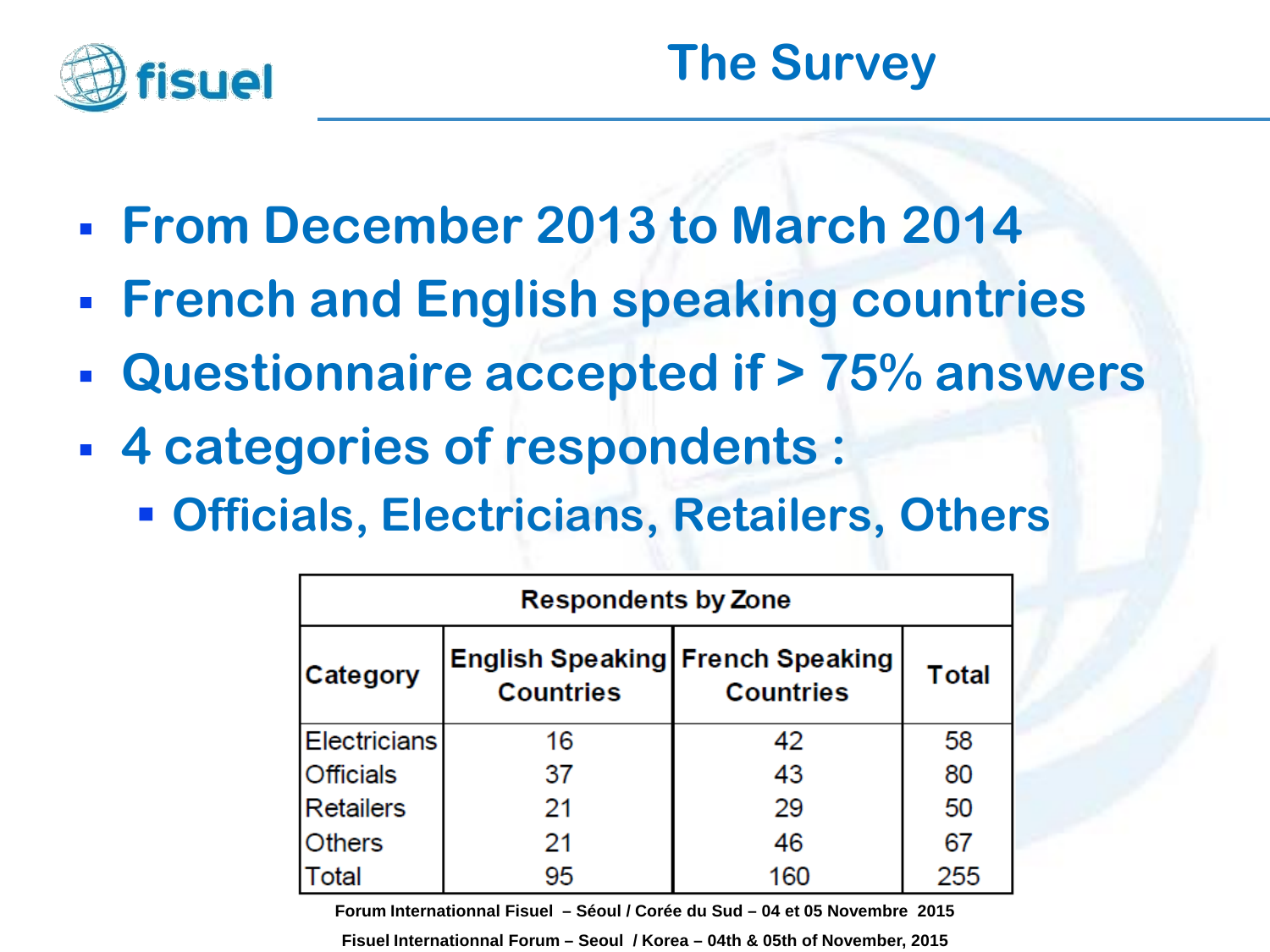# The Survey

- **From December 2013 to March 2014**
- **French and English speaking countries**
- **Questionnaire accepted if > 75% answers**
- **4 categories of respondents :**
  - **Officials, Electricians, Retailers, Others**

| Respondents by Zone | | | |
|---|---|---|---|
| **Category** | **English Speaking Countries** | **French Speaking Countries** | **Total** |
| Electricians | 16 | 42 | 58 |
| Officials | 37 | 43 | 80 |
| Retailers | 21 | 29 | 50 |
| Others | 21 | 46 | 67 |
| Total | 95 | 160 | 255 |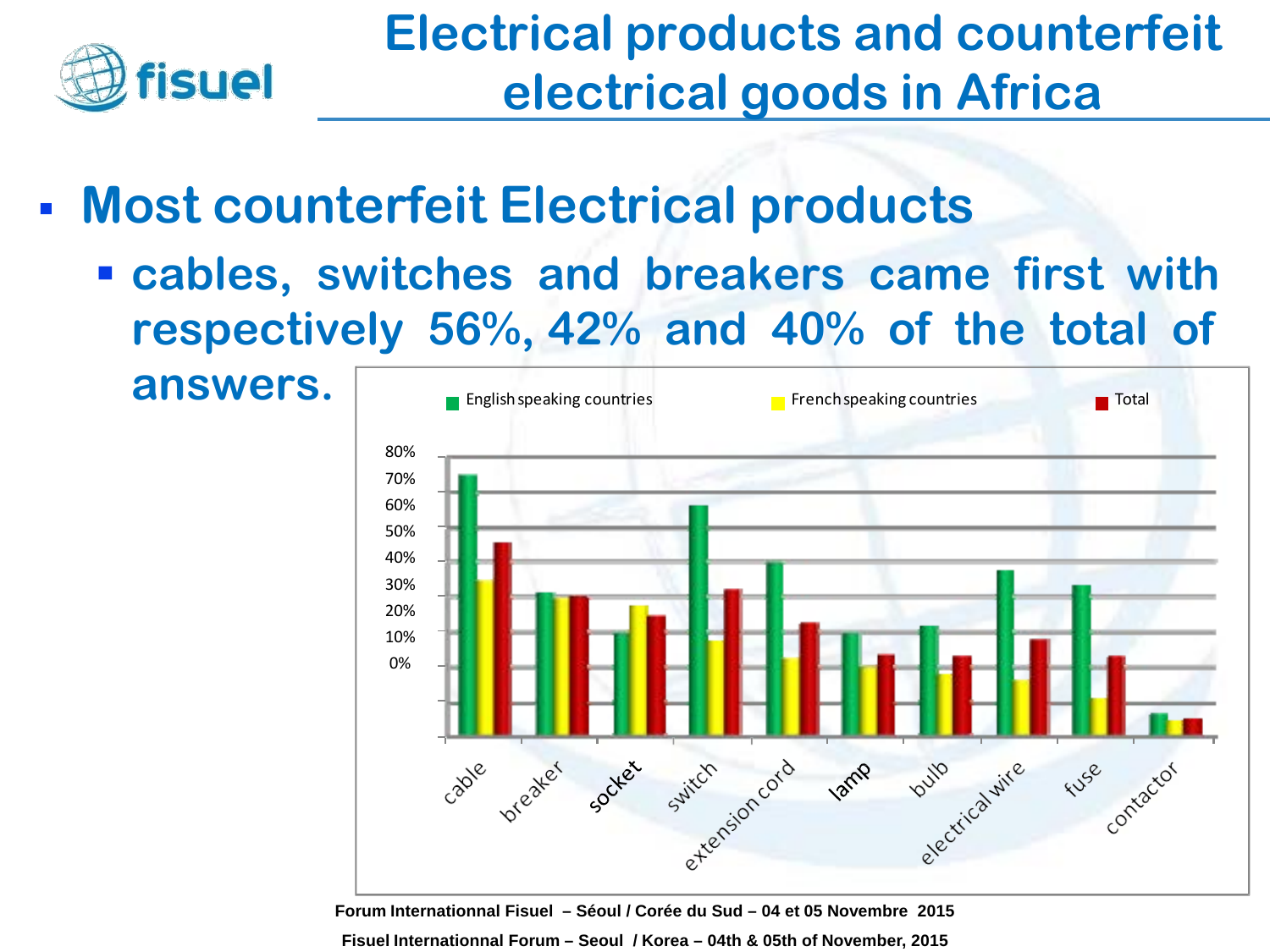# Electrical products and counterfeit electrical goods in Africa

- **Most counterfeit Electrical products**
  - **cables, switches and breakers came first with respectively 56%, 42% and 40% of the total of answers.**

English speaking countries | French speaking countries | Total

80% 70% 60% 50% 40% 30% 20% 10% 0%

cable, breaker, socket, switch, extension cord, lamp, bulb, electrical wire, fuse, contactor

Forum Internationnal Fisuel – Séoul / Corée du Sud – 04 et 05 Novembre 2015

Fisuel Internationnal Forum – Seoul / Korea – 04th & 05th of November, 2015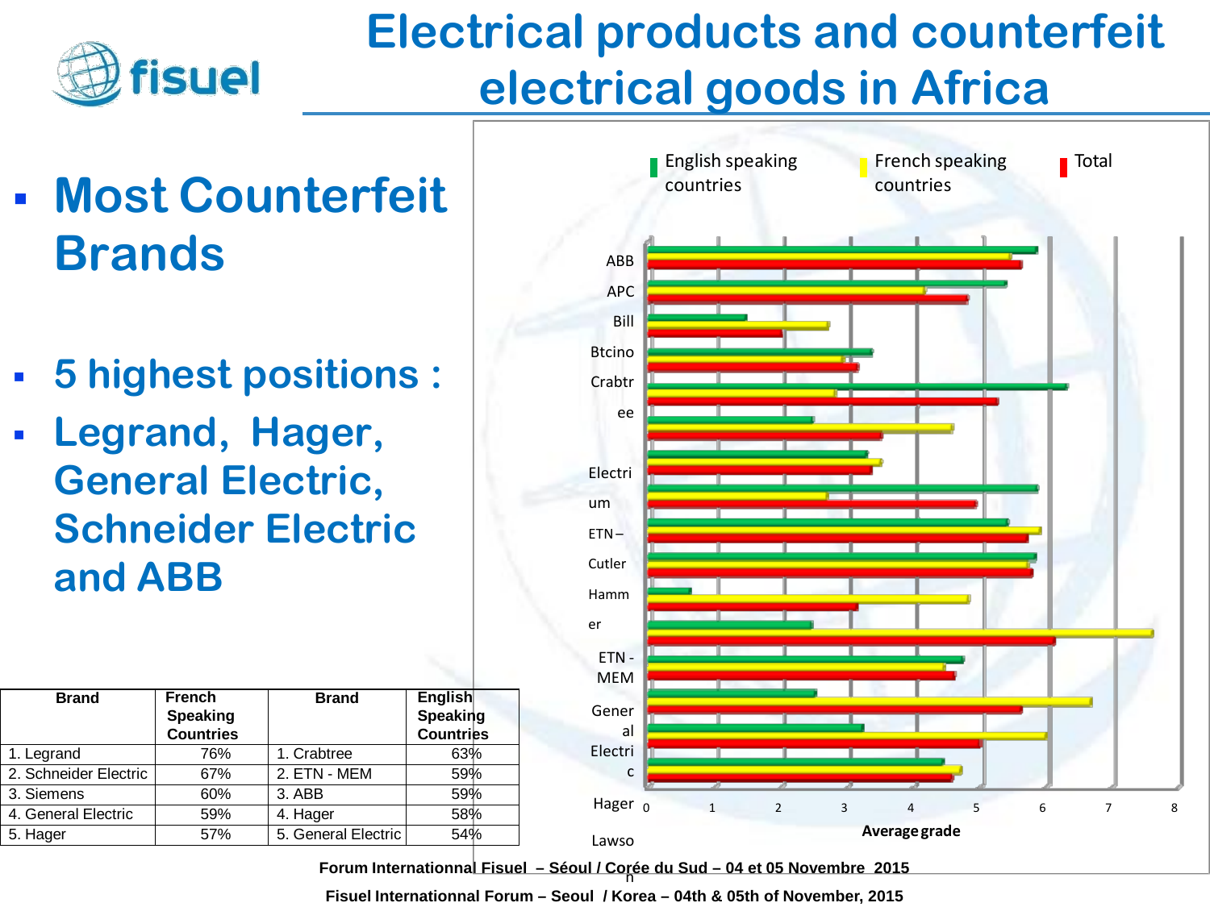# Electrical products and counterfeit electrical goods in Africa

- **Most Counterfeit Brands**

- **5 highest positions :**
- **Legrand, Hager, General Electric, Schneider Electric and ABB**

| Brand | French Speaking Countries | Brand | English Speaking Countries |
|---|---|---|---|
| 1. Legrand | 76% | 1. Crabtree | 63% |
| 2. Schneider Electric | 67% | 2. ETN - MEM | 59% |
| 3. Siemens | 60% | 3. ABB | 59% |
| 4. General Electric | 59% | 4. Hager | 58% |
| 5. Hager | 57% | 5. General Electric | 54% |

English speaking countries | French speaking countries | Total

ABB, APC, Bill, Btcino, Crabtree, Electrium, ETN – Cutler Hammer, ETN - MEM, General Electric, Hager, Lawson

0 1 2 3 4 5 6 7 8

Average grade

Forum Internationnal Fisuel – Séoul / Corée du Sud – 04 et 05 Novembre 2015

Fisuel Internationnal Forum – Seoul / Korea – 04th & 05th of November, 2015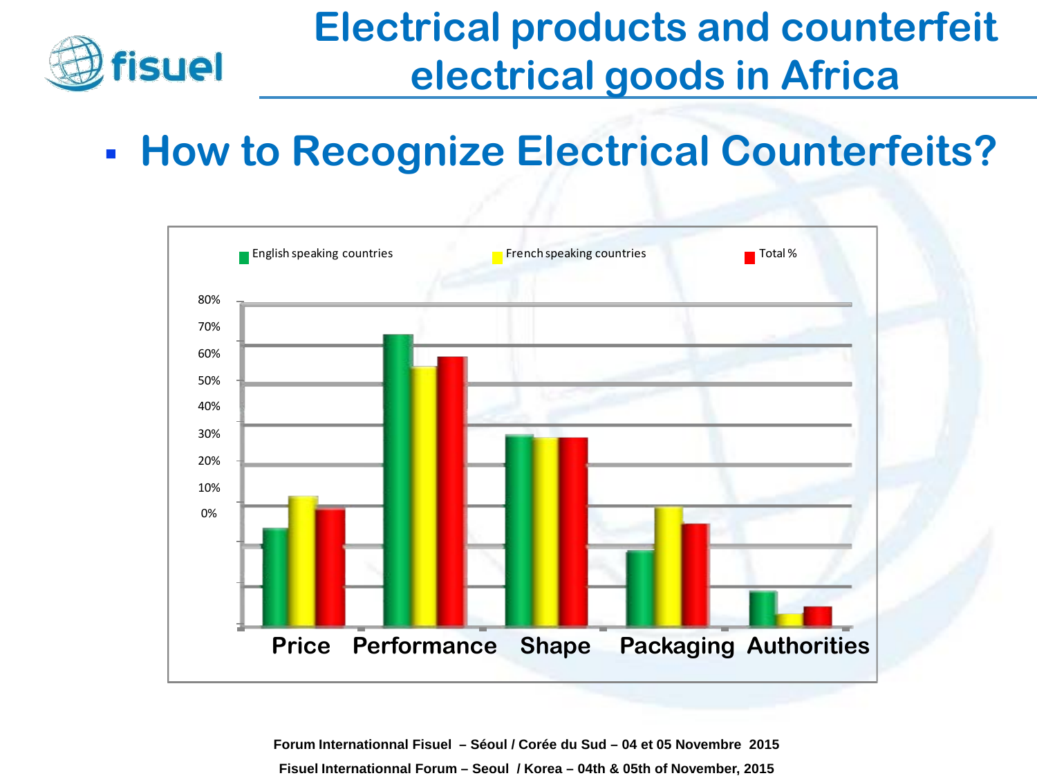# Electrical products and counterfeit electrical goods in Africa

- **How to Recognize Electrical Counterfeits?**

English speaking countries | French speaking countries | Total %

80%
70%
60%
50%
40%
30%
20%
10%
0%

Price | Performance | Shape | Packaging | Authorities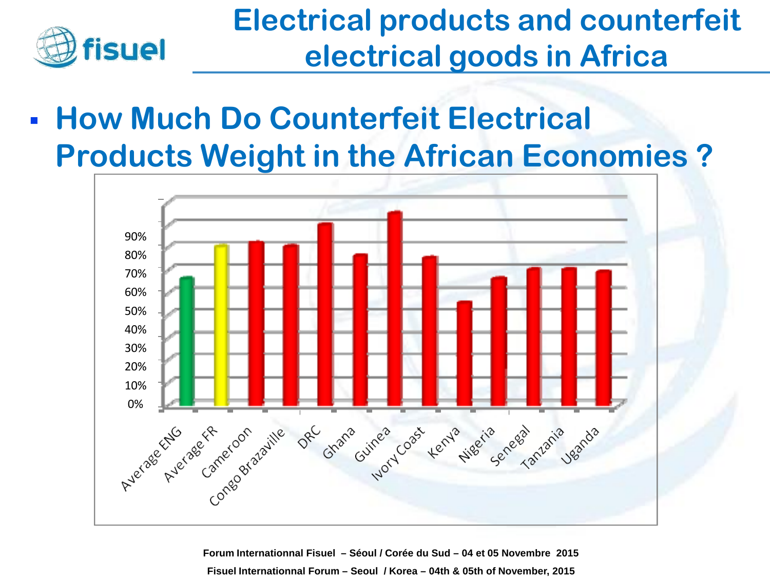# Electrical products and counterfeit electrical goods in Africa

- **How Much Do Counterfeit Electrical Products Weight in the African Economies ?**

| Country | Value |
| --- | --- |
| Average ENG | ~65% |
| Average FR | ~80% |
| Cameroon | ~82% |
| Congo Brazaville | ~80% |
| DRC | ~90% |
| Ghana | ~76% |
| Guinea | ~95% |
| Ivory Coast | ~75% |
| Kenya | ~55% |
| Nigeria | ~66% |
| Senegal | ~70% |
| Tanzania | ~70% |
| Uganda | ~69% |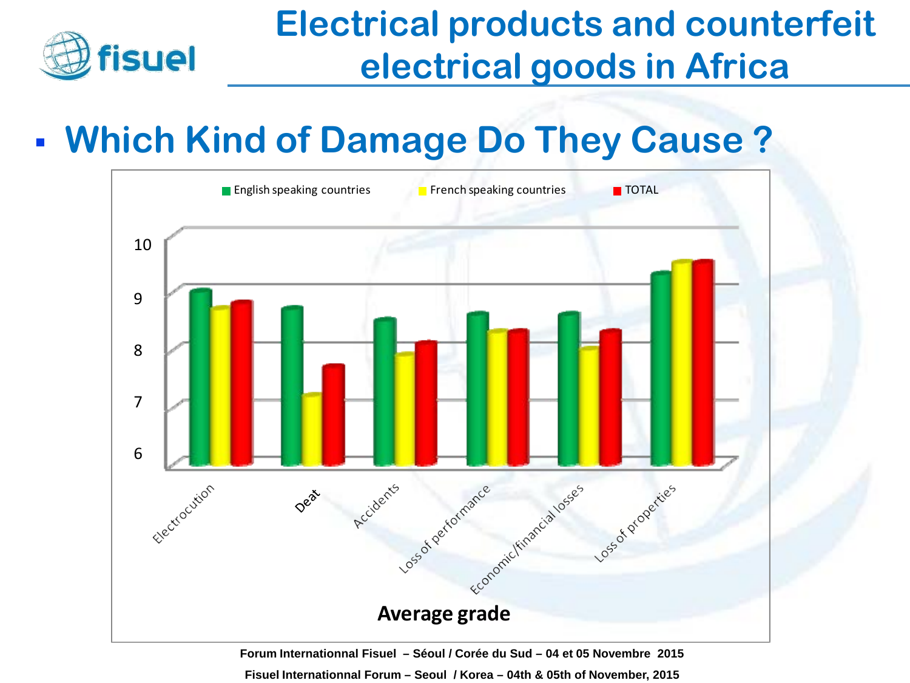# Electrical products and counterfeit electrical goods in Africa

- **Which Kind of Damage Do They Cause ?**

English speaking countries | French speaking countries | TOTAL

10
9
8
7
6

Electrocution | Deat | Accidents | Loss of performance | Economic/financial losses | Loss of properties

**Average grade**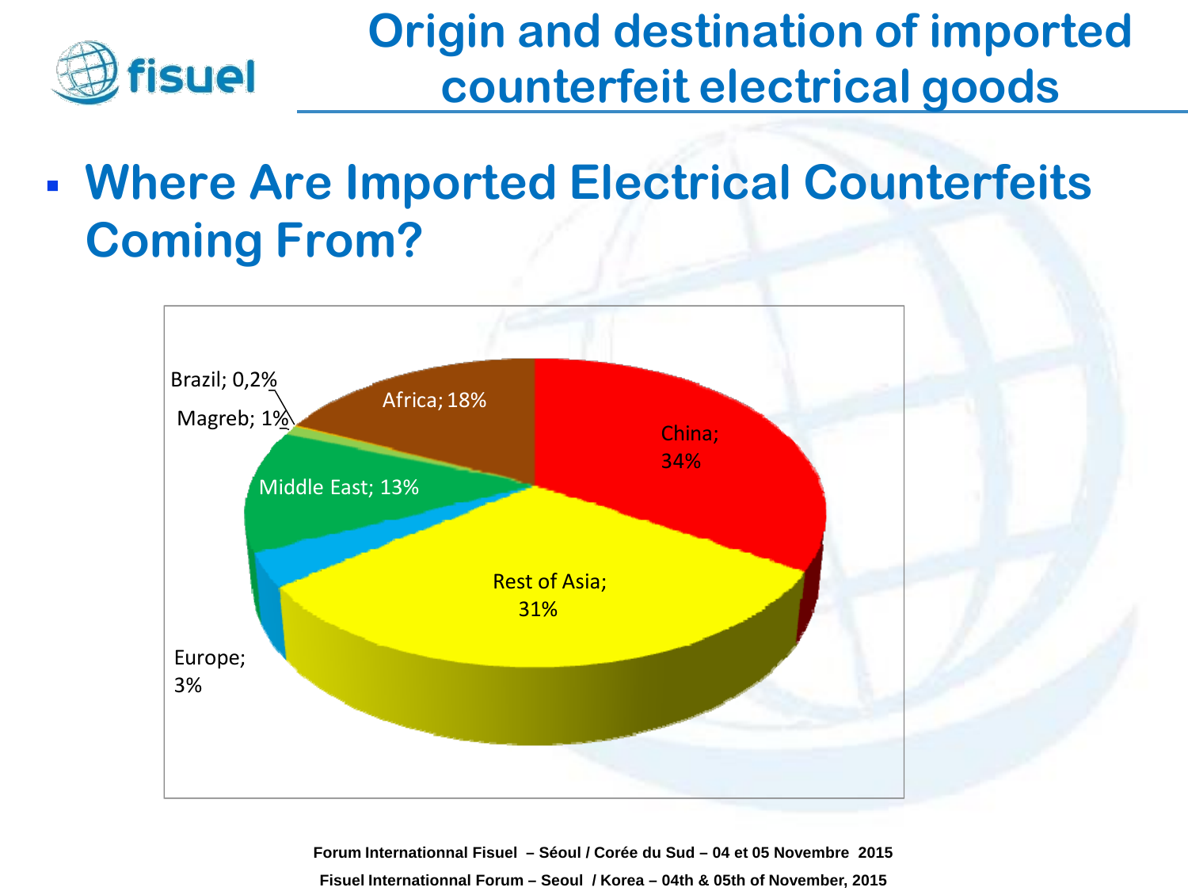# Origin and destination of imported counterfeit electrical goods

- **Where Are Imported Electrical Counterfeits Coming From?**

Brazil; 0,2%
Magreb; 1%
Africa; 18%
China; 34%
Middle East; 13%
Rest of Asia; 31%
Europe; 3%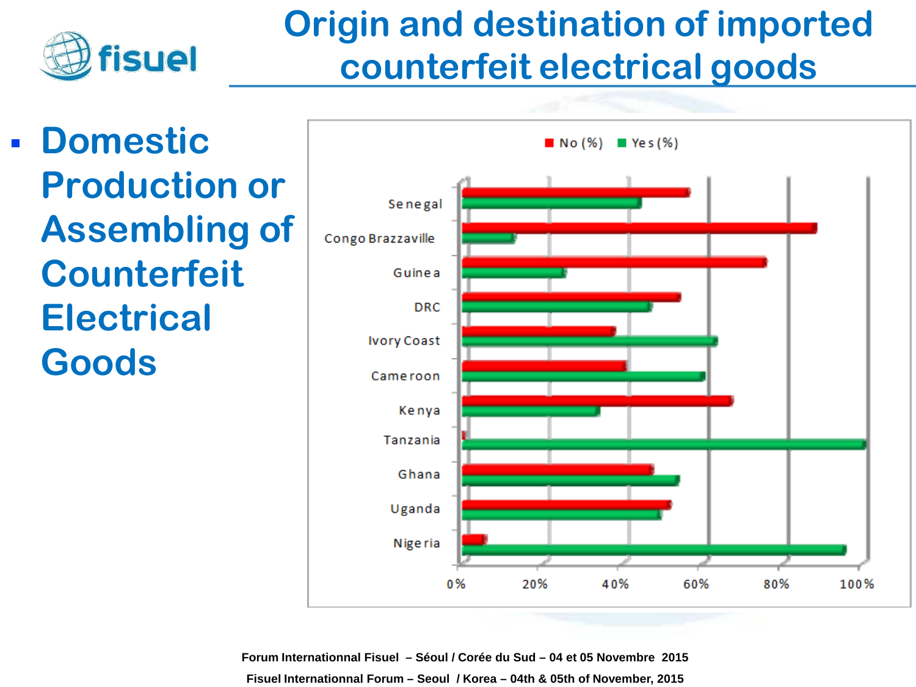# Origin and destination of imported counterfeit electrical goods

- **Domestic Production or Assembling of Counterfeit Electrical Goods**

No (%) Yes (%)

Senegal
Congo Brazzaville
Guinea
DRC
Ivory Coast
Cameroon
Kenya
Tanzania
Ghana
Uganda
Nigeria

0% 20% 40% 60% 80% 100%

Forum Internationnal Fisuel – Séoul / Corée du Sud – 04 et 05 Novembre 2015

Fisuel Internationnal Forum – Seoul / Korea – 04th & 05th of November, 2015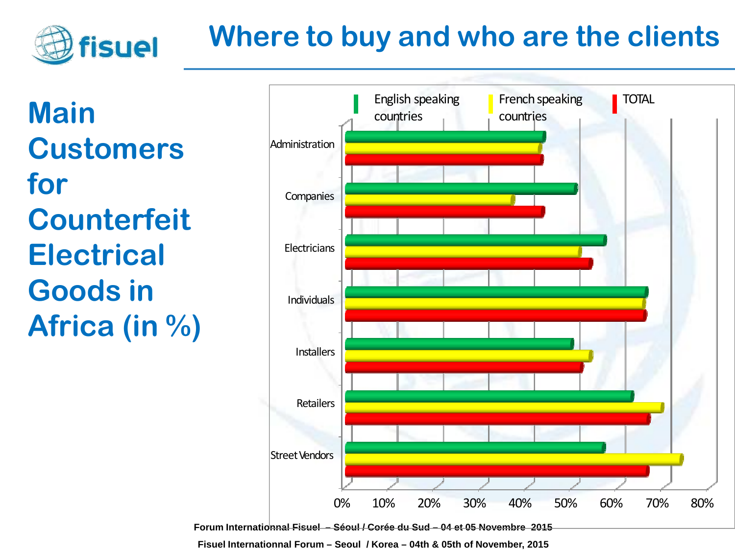# Where to buy and who are the clients

## Main Customers for Counterfeit Electrical Goods in Africa (in %)

English speaking countries | French speaking countries | TOTAL

Administration

Companies

Electricians

Individuals

Installers

Retailers

Street Vendors

0% 10% 20% 30% 40% 50% 60% 70% 80%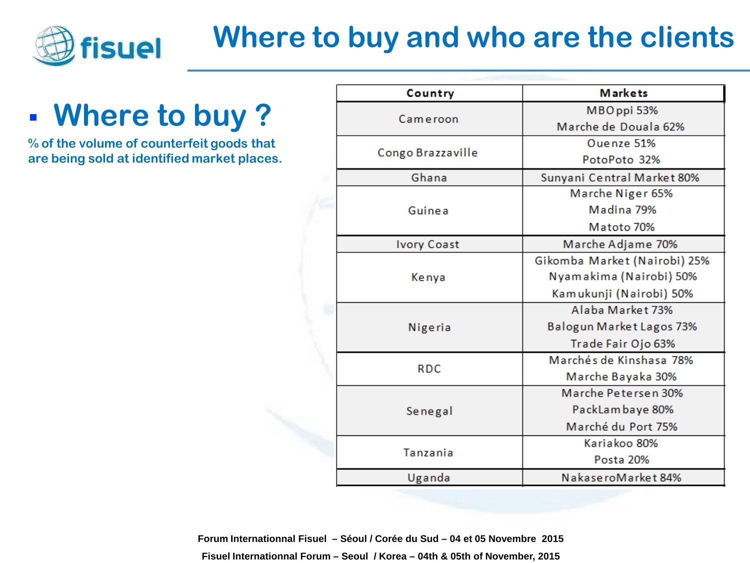# Where to buy and who are the clients

- ## Where to buy ?

**% of the volume of counterfeit goods that are being sold at identified market places.**

| Country | Markets |
|---|---|
| Cameroon | MBOppi 53%<br>Marche de Douala 62% |
| Congo Brazzaville | Ouenze 51%<br>PotoPoto 32% |
| Ghana | Sunyani Central Market 80% |
| Guinea | Marche Niger 65%<br>Madina 79%<br>Matoto 70% |
| Ivory Coast | Marche Adjame 70% |
| Kenya | Gikomba Market (Nairobi) 25%<br>Nyamakima (Nairobi) 50%<br>Kamukunji (Nairobi) 50% |
| Nigeria | Alaba Market 73%<br>Balogun Market Lagos 73%<br>Trade Fair Ojo 63% |
| RDC | Marchés de Kinshasa 78%<br>Marche Bayaka 30% |
| Senegal | Marche Petersen 30%<br>PackLambaye 80%<br>Marché du Port 75% |
| Tanzania | Kariakoo 80%<br>Posta 20% |
| Uganda | NakaseroMarket 84% |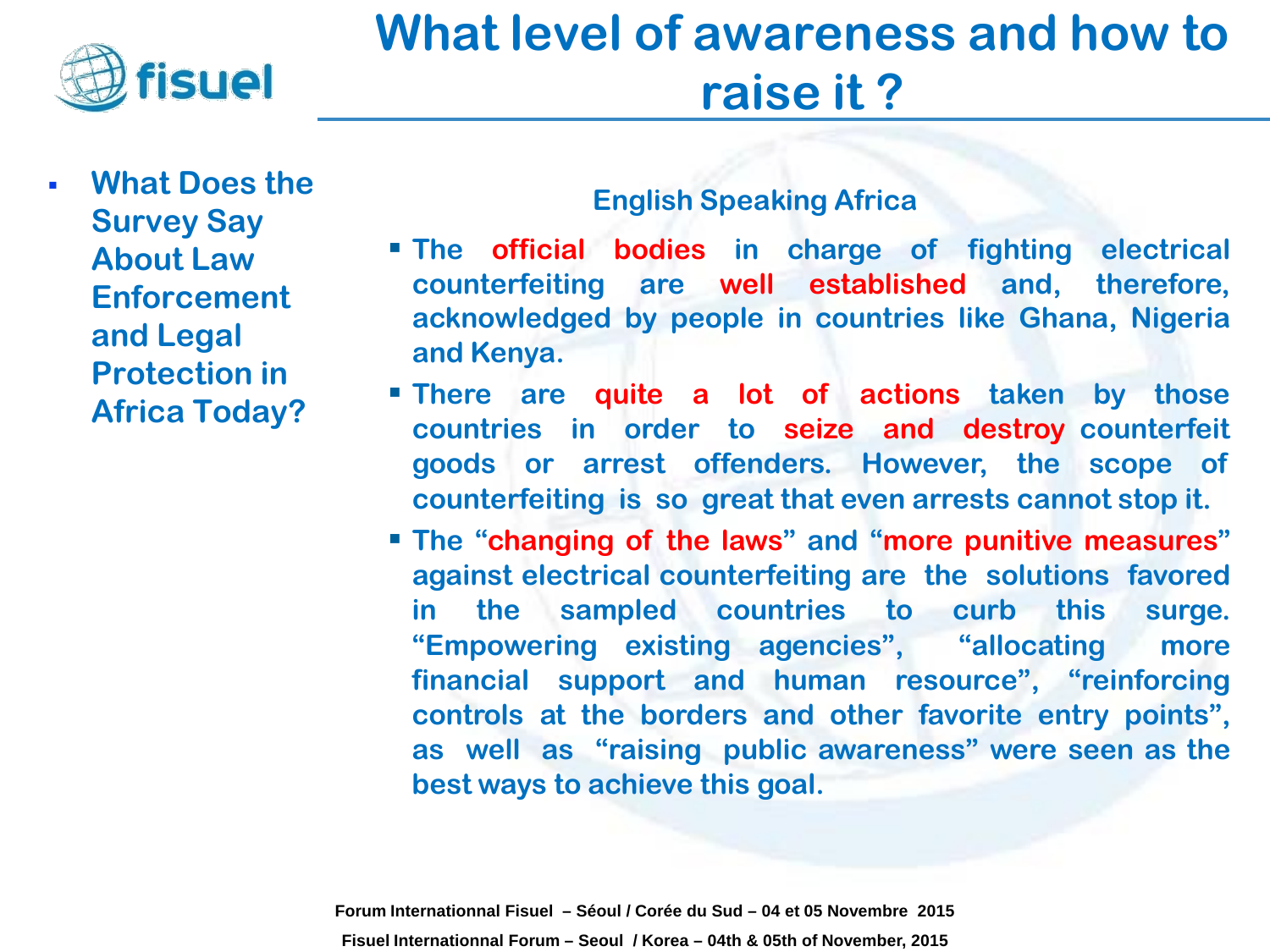# What level of awareness and how to raise it ?

- **What Does the Survey Say About Law Enforcement and Legal Protection in Africa Today?**

**English Speaking Africa**

- **The official bodies in charge of fighting electrical counterfeiting are well established and, therefore, acknowledged by people in countries like Ghana, Nigeria and Kenya.**
- **There are quite a lot of actions taken by those countries in order to seize and destroy counterfeit goods or arrest offenders. However, the scope of counterfeiting is so great that even arrests cannot stop it.**
- **The "changing of the laws" and "more punitive measures" against electrical counterfeiting are the solutions favored in the sampled countries to curb this surge. "Empowering existing agencies", "allocating more financial support and human resource", "reinforcing controls at the borders and other favorite entry points", as well as "raising public awareness" were seen as the best ways to achieve this goal.**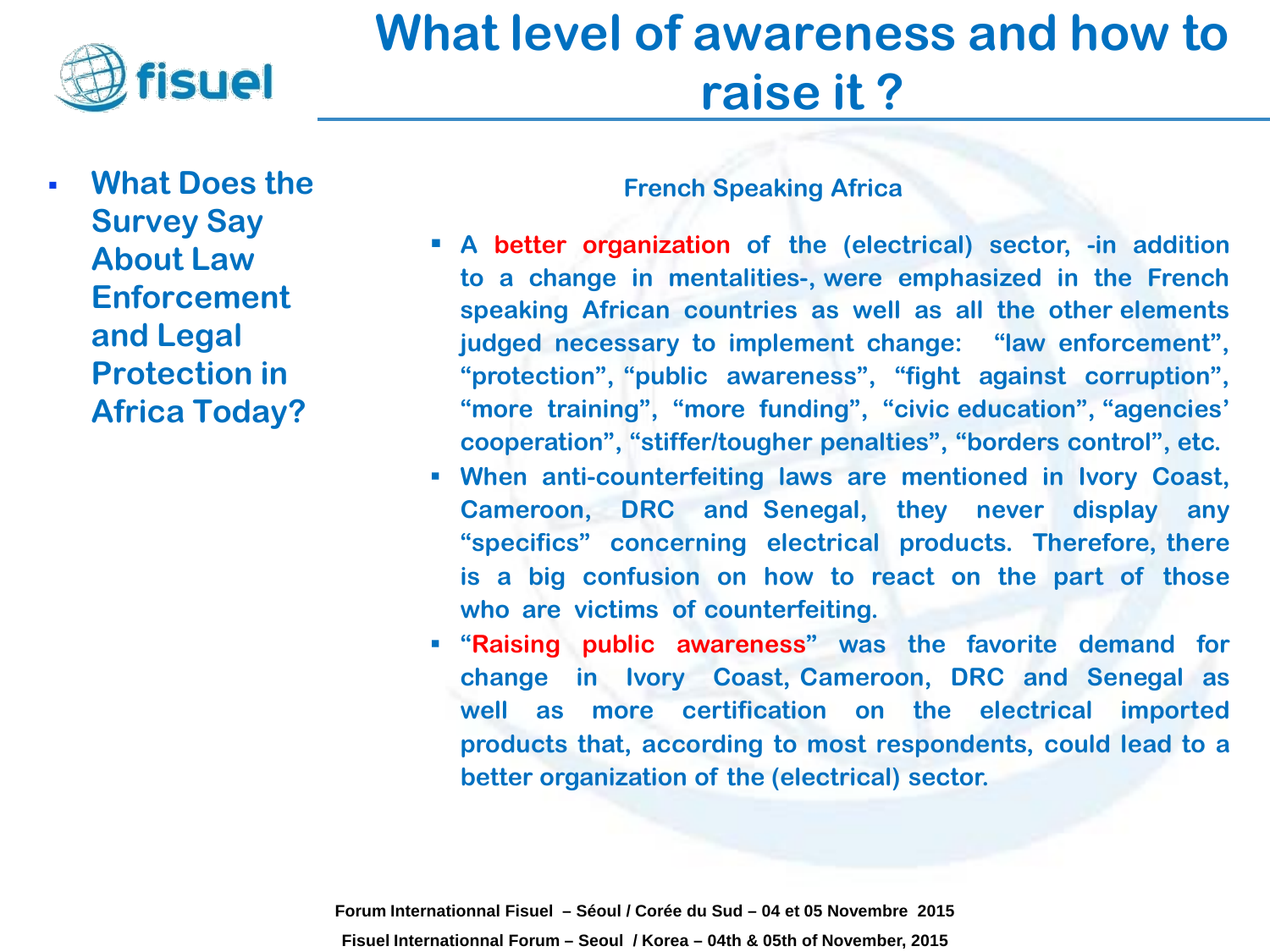# What level of awareness and how to raise it ?

- **What Does the Survey Say About Law Enforcement and Legal Protection in Africa Today?**

**French Speaking Africa**

- **A better organization of the (electrical) sector, -in addition to a change in mentalities-, were emphasized in the French speaking African countries as well as all the other elements judged necessary to implement change: "law enforcement", "protection", "public awareness", "fight against corruption", "more training", "more funding", "civic education", "agencies' cooperation", "stiffer/tougher penalties", "borders control", etc.**
- **When anti-counterfeiting laws are mentioned in Ivory Coast, Cameroon, DRC and Senegal, they never display any "specifics" concerning electrical products. Therefore, there is a big confusion on how to react on the part of those who are victims of counterfeiting.**
- **"Raising public awareness" was the favorite demand for change in Ivory Coast, Cameroon, DRC and Senegal as well as more certification on the electrical imported products that, according to most respondents, could lead to a better organization of the (electrical) sector.**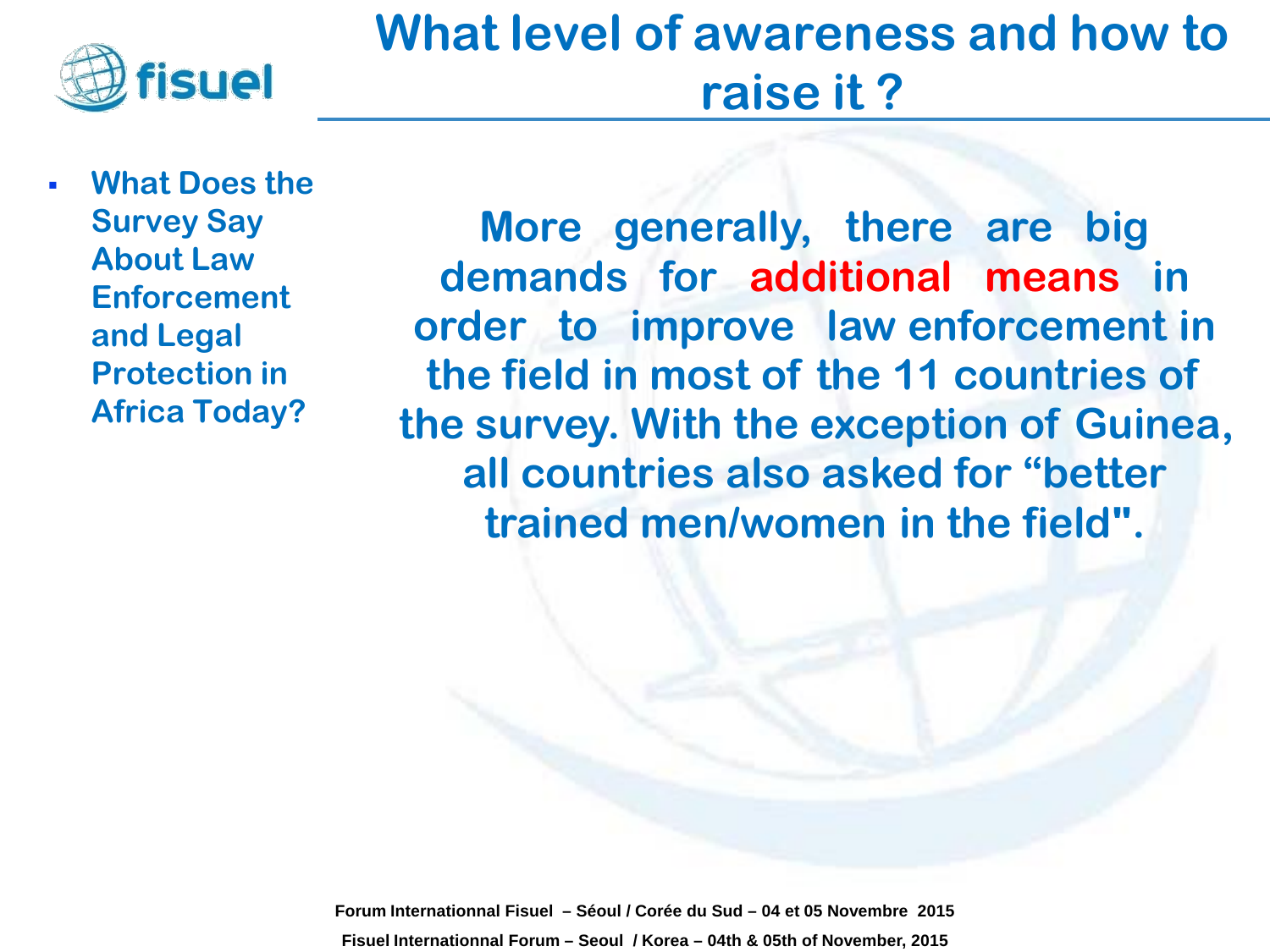# What level of awareness and how to raise it ?

- **What Does the Survey Say About Law Enforcement and Legal Protection in Africa Today?**

**More generally, there are big demands for additional means in order to improve law enforcement in the field in most of the 11 countries of the survey. With the exception of Guinea, all countries also asked for “better trained men/women in the field".**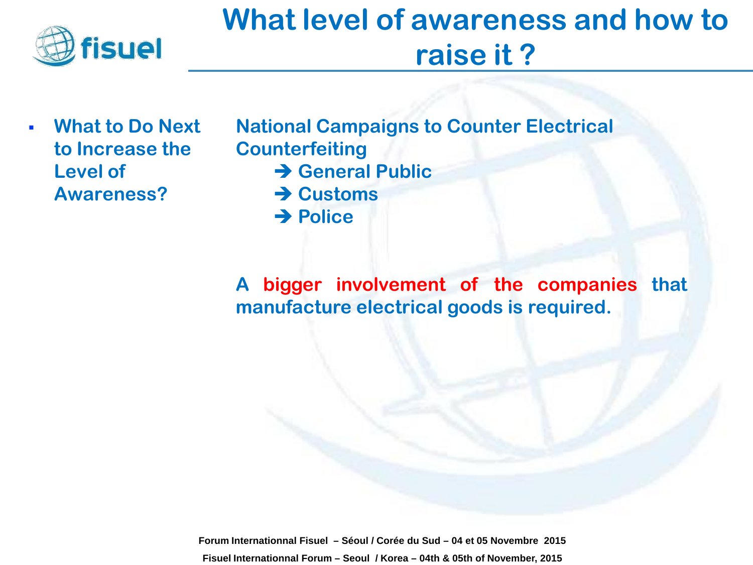# What level of awareness and how to raise it ?

- **What to Do Next to Increase the Level of Awareness?**

**National Campaigns to Counter Electrical Counterfeiting**

- ➔ **General Public**
- ➔ **Customs**
- ➔ **Police**

**A bigger involvement of the companies that manufacture electrical goods is required.**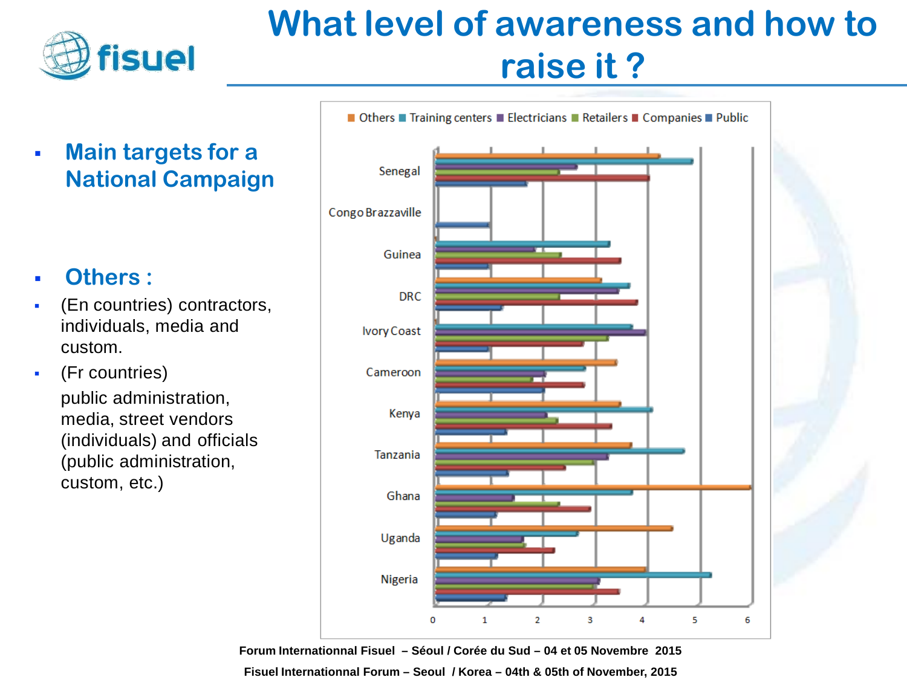# What level of awareness and how to raise it ?

- **Main targets for a National Campaign**

- **Others :**
- (En countries) contractors, individuals, media and custom.
- (Fr countries) public administration, media, street vendors (individuals) and officials (public administration, custom, etc.)

Others ■ Training centers ■ Electricians ■ Retailers ■ Companies ■ Public

Senegal, Congo Brazzaville, Guinea, DRC, Ivory Coast, Cameroon, Kenya, Tanzania, Ghana, Uganda, Nigeria

0 1 2 3 4 5 6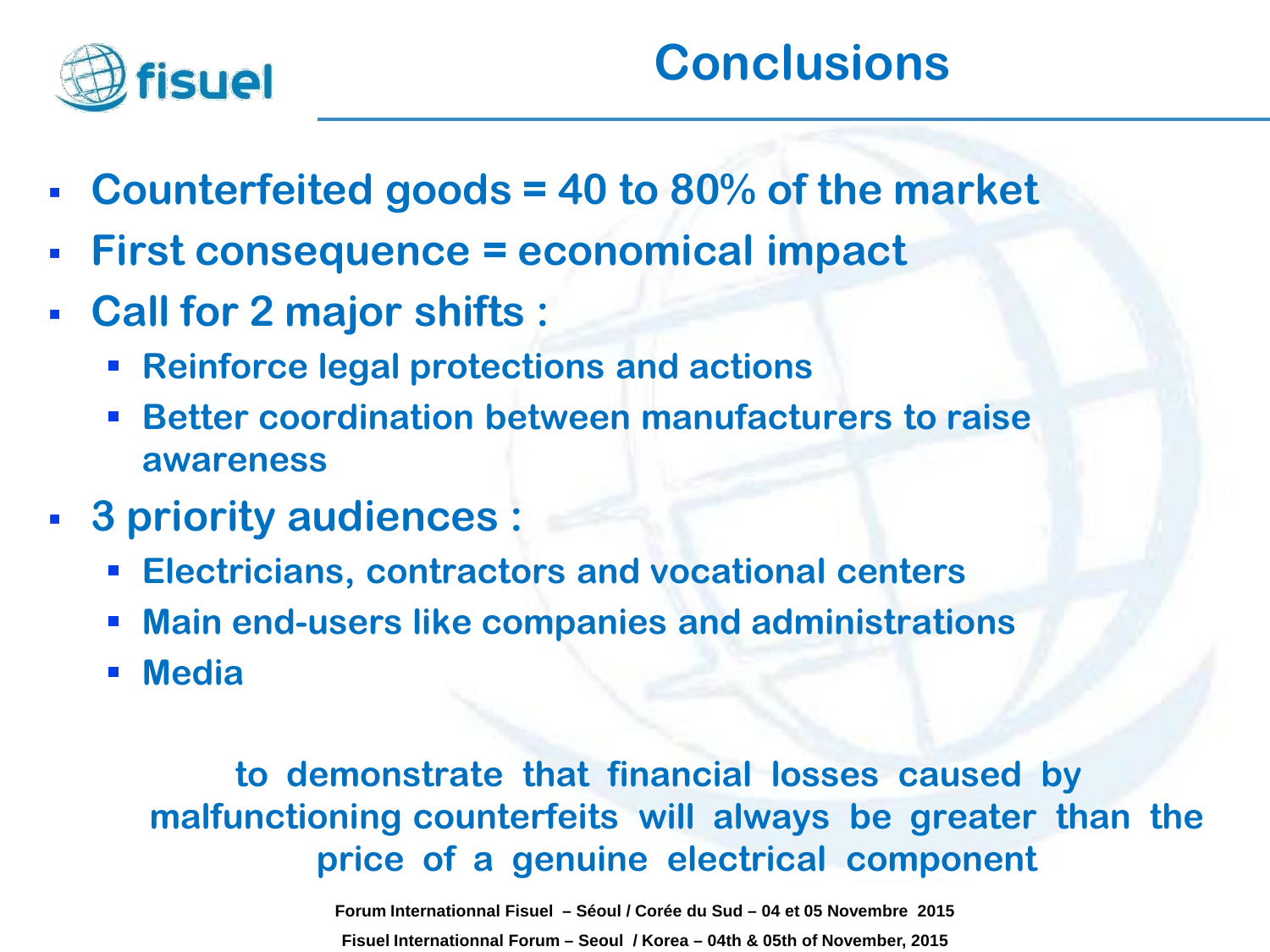# Conclusions

- **Counterfeited goods = 40 to 80% of the market**
- **First consequence = economical impact**
- **Call for 2 major shifts :**
  - **Reinforce legal protections and actions**
  - **Better coordination between manufacturers to raise awareness**
- **3 priority audiences :**
  - **Electricians, contractors and vocational centers**
  - **Main end-users like companies and administrations**
  - **Media**

**to demonstrate that financial losses caused by malfunctioning counterfeits will always be greater than the price of a genuine electrical component**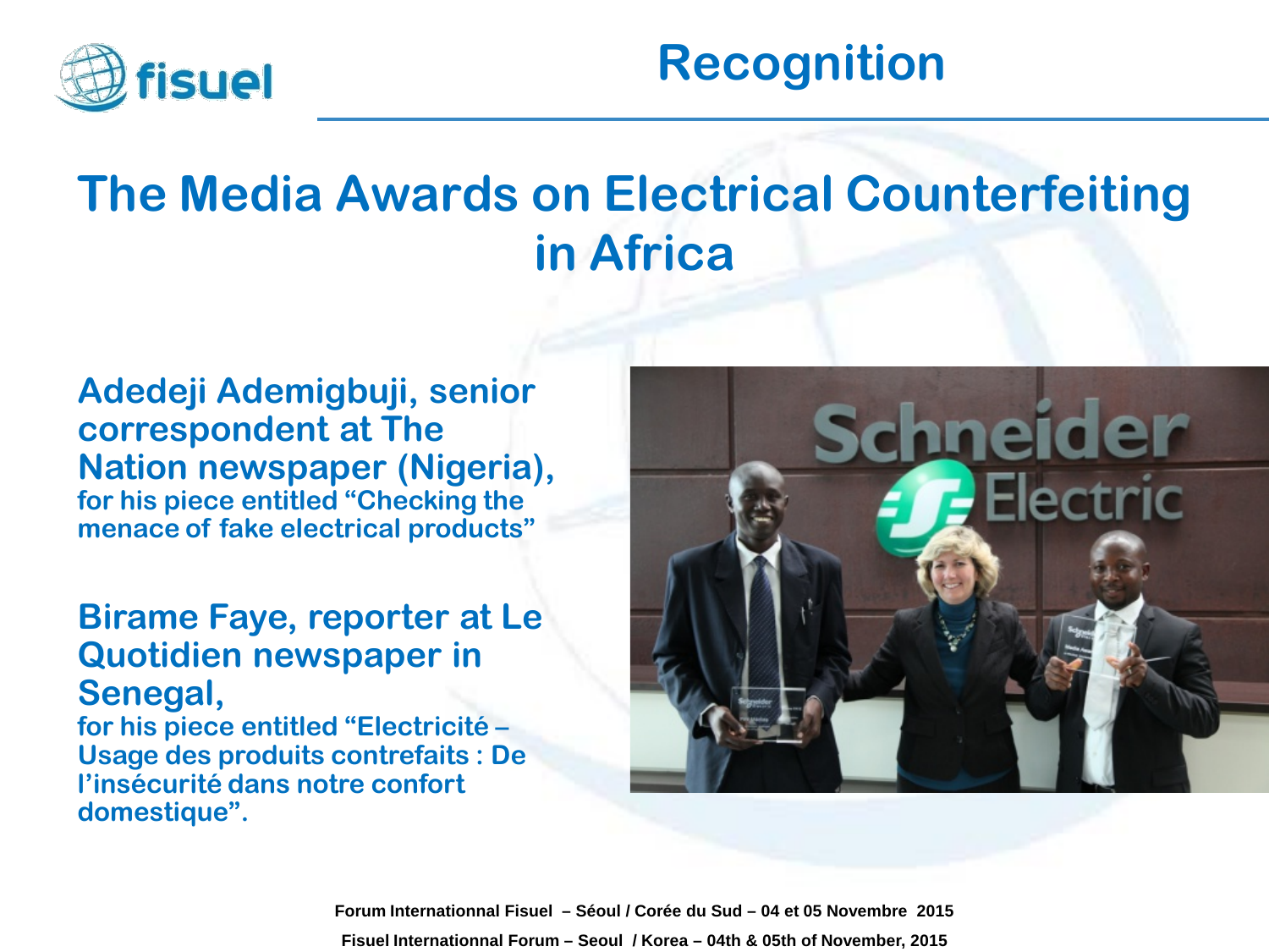# Recognition

## The Media Awards on Electrical Counterfeiting in Africa

**Adedeji Ademigbuji, senior correspondent at The Nation newspaper (Nigeria),**
**for his piece entitled "Checking the menace of fake electrical products"**

**Birame Faye, reporter at Le Quotidien newspaper in Senegal,**
**for his piece entitled "Electricité – Usage des produits contrefaits : De l'insécurité dans notre confort domestique".**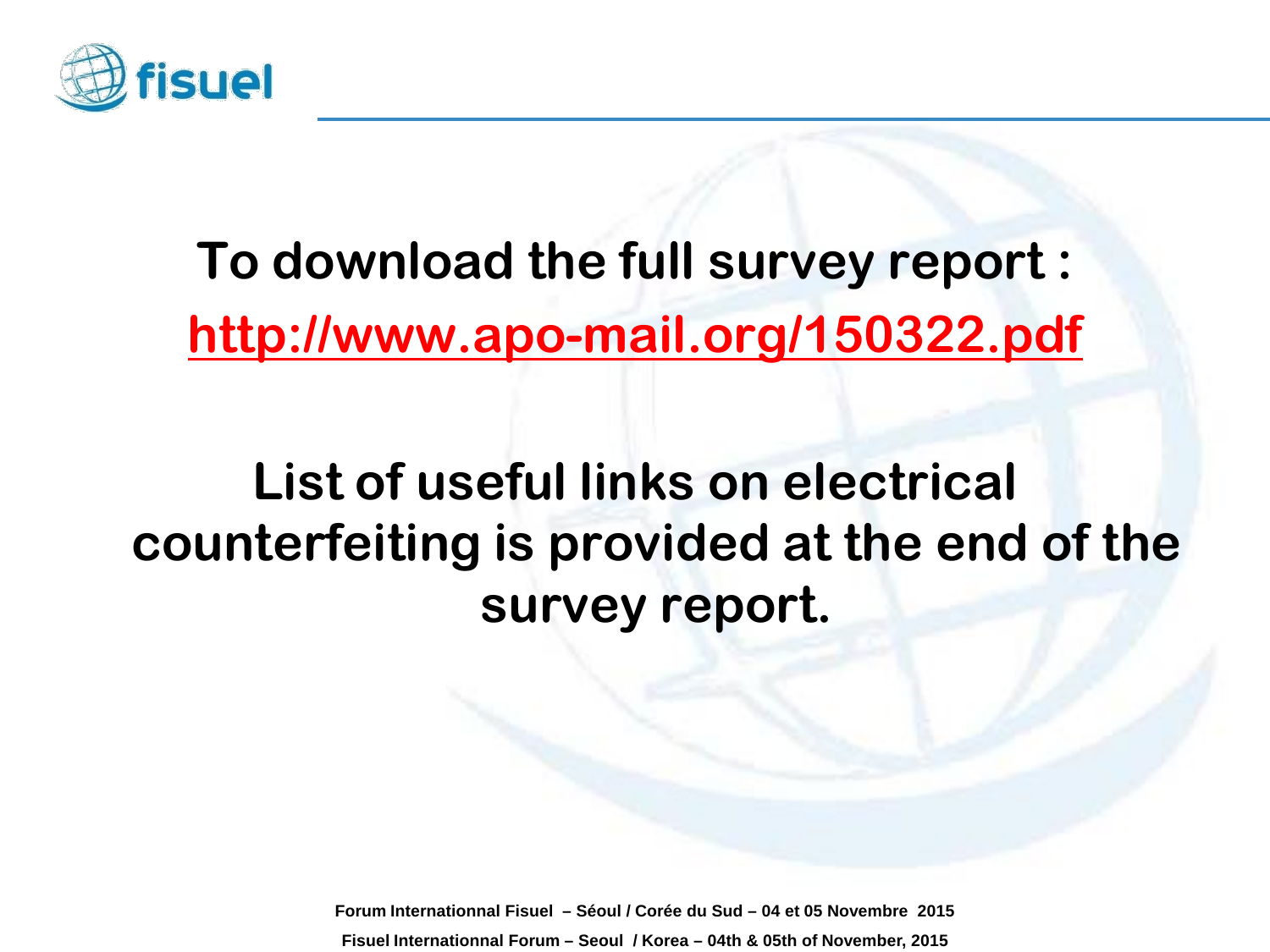**To download the full survey report :**

**http://www.apo-mail.org/150322.pdf**

**List of useful links on electrical counterfeiting is provided at the end of the survey report.**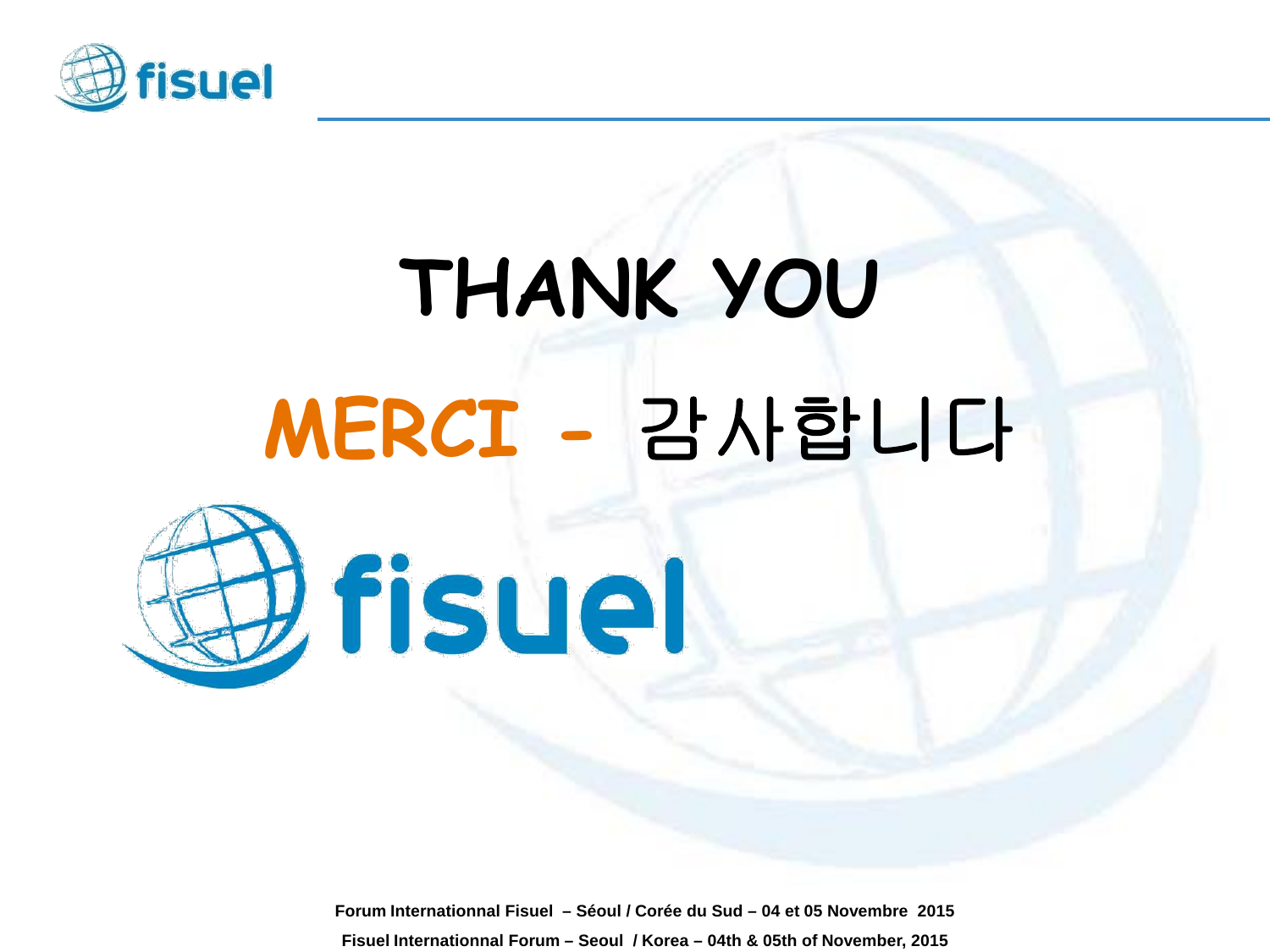# THANK YOU

# MERCI – 감사합니다

fisuel

Forum Internationnal Fisuel – Séoul / Corée du Sud – 04 et 05 Novembre 2015

Fisuel Internationnal Forum – Seoul / Korea – 04th & 05th of November, 2015